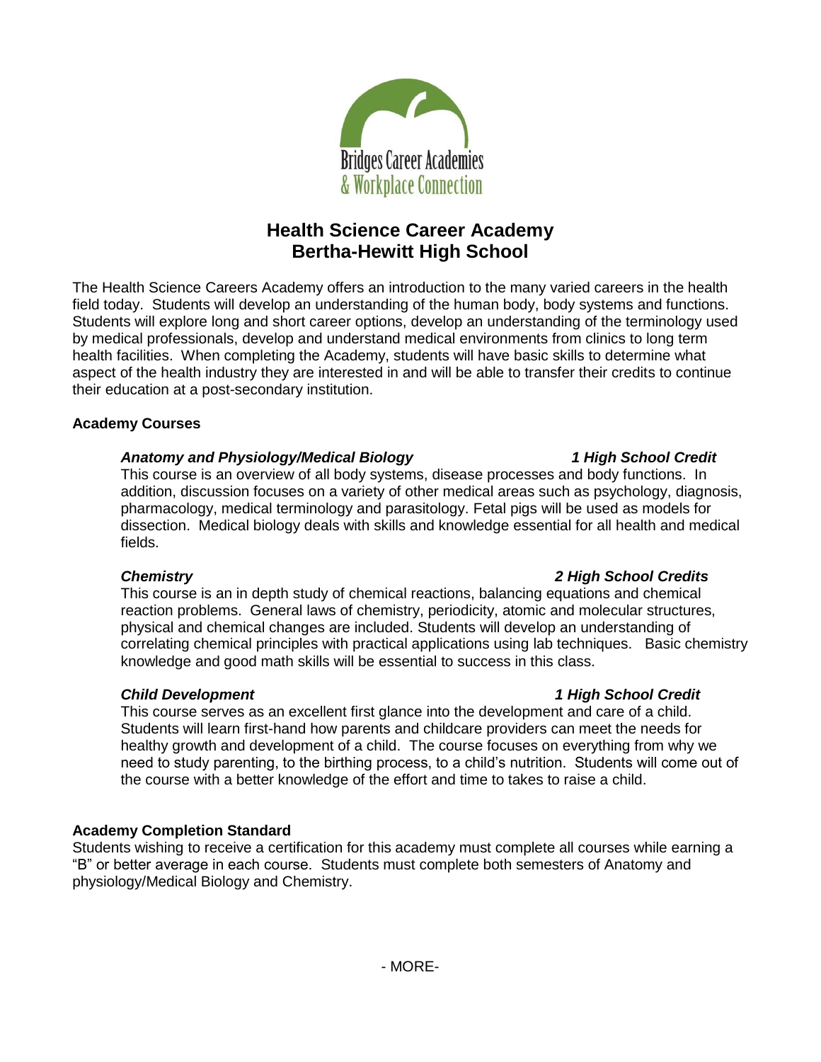Bridges Career Academies
& Workplace Connection

# Health Science Career Academy
# Bertha-Hewitt High School

The Health Science Careers Academy offers an introduction to the many varied careers in the health field today. Students will develop an understanding of the human body, body systems and functions. Students will explore long and short career options, develop an understanding of the terminology used by medical professionals, develop and understand medical environments from clinics to long term health facilities. When completing the Academy, students will have basic skills to determine what aspect of the health industry they are interested in and will be able to transfer their credits to continue their education at a post-secondary institution.

## Academy Courses

***Anatomy and Physiology/Medical Biology*** — ***1 High School Credit***

This course is an overview of all body systems, disease processes and body functions. In addition, discussion focuses on a variety of other medical areas such as psychology, diagnosis, pharmacology, medical terminology and parasitology. Fetal pigs will be used as models for dissection. Medical biology deals with skills and knowledge essential for all health and medical fields.

***Chemistry*** — ***2 High School Credits***

This course is an in depth study of chemical reactions, balancing equations and chemical reaction problems. General laws of chemistry, periodicity, atomic and molecular structures, physical and chemical changes are included. Students will develop an understanding of correlating chemical principles with practical applications using lab techniques. Basic chemistry knowledge and good math skills will be essential to success in this class.

***Child Development*** — ***1 High School Credit***

This course serves as an excellent first glance into the development and care of a child. Students will learn first-hand how parents and childcare providers can meet the needs for healthy growth and development of a child. The course focuses on everything from why we need to study parenting, to the birthing process, to a child's nutrition. Students will come out of the course with a better knowledge of the effort and time to takes to raise a child.

## Academy Completion Standard

Students wishing to receive a certification for this academy must complete all courses while earning a "B" or better average in each course. Students must complete both semesters of Anatomy and physiology/Medical Biology and Chemistry.

- MORE-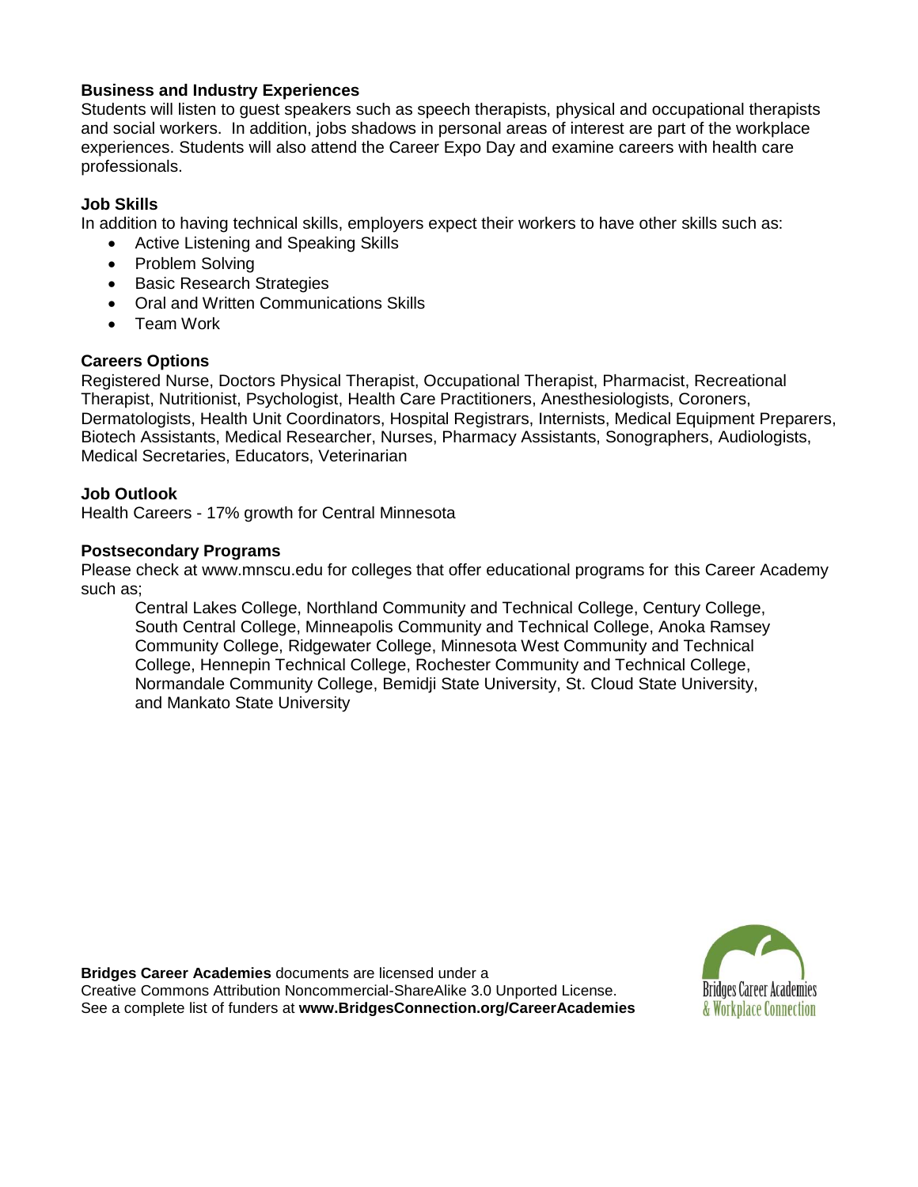**Business and Industry Experiences**

Students will listen to guest speakers such as speech therapists, physical and occupational therapists and social workers. In addition, jobs shadows in personal areas of interest are part of the workplace experiences. Students will also attend the Career Expo Day and examine careers with health care professionals.

**Job Skills**

In addition to having technical skills, employers expect their workers to have other skills such as:

- Active Listening and Speaking Skills
- Problem Solving
- Basic Research Strategies
- Oral and Written Communications Skills
- Team Work

**Careers Options**

Registered Nurse, Doctors Physical Therapist, Occupational Therapist, Pharmacist, Recreational Therapist, Nutritionist, Psychologist, Health Care Practitioners, Anesthesiologists, Coroners, Dermatologists, Health Unit Coordinators, Hospital Registrars, Internists, Medical Equipment Preparers, Biotech Assistants, Medical Researcher, Nurses, Pharmacy Assistants, Sonographers, Audiologists, Medical Secretaries, Educators, Veterinarian

**Job Outlook**

Health Careers - 17% growth for Central Minnesota

**Postsecondary Programs**

Please check at www.mnscu.edu for colleges that offer educational programs for this Career Academy such as;

Central Lakes College, Northland Community and Technical College, Century College, South Central College, Minneapolis Community and Technical College, Anoka Ramsey Community College, Ridgewater College, Minnesota West Community and Technical College, Hennepin Technical College, Rochester Community and Technical College, Normandale Community College, Bemidji State University, St. Cloud State University, and Mankato State University

**Bridges Career Academies** documents are licensed under a
Creative Commons Attribution Noncommercial-ShareAlike 3.0 Unported License.
See a complete list of funders at **www.BridgesConnection.org/CareerAcademies**

Bridges Career Academies
& Workplace Connection